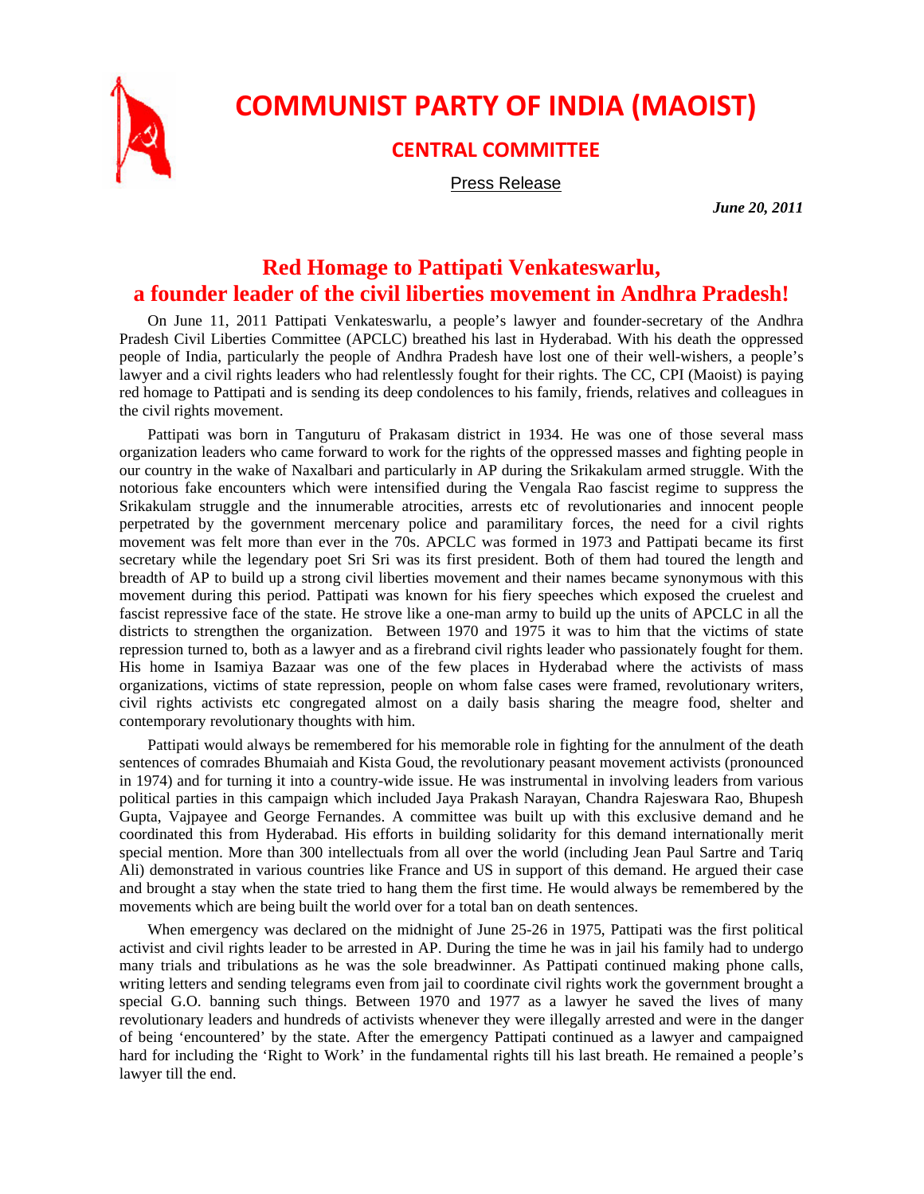# COMMUNIST PARTY OF INDIA (MAOIST)

## CENTRAL COMMITTEE

Press Release

***June 20, 2011***

## Red Homage to Pattipati Venkateswarlu, a founder leader of the civil liberties movement in Andhra Pradesh!

On June 11, 2011 Pattipati Venkateswarlu, a people's lawyer and founder-secretary of the Andhra Pradesh Civil Liberties Committee (APCLC) breathed his last in Hyderabad. With his death the oppressed people of India, particularly the people of Andhra Pradesh have lost one of their well-wishers, a people's lawyer and a civil rights leaders who had relentlessly fought for their rights. The CC, CPI (Maoist) is paying red homage to Pattipati and is sending its deep condolences to his family, friends, relatives and colleagues in the civil rights movement.

Pattipati was born in Tanguturu of Prakasam district in 1934. He was one of those several mass organization leaders who came forward to work for the rights of the oppressed masses and fighting people in our country in the wake of Naxalbari and particularly in AP during the Srikakulam armed struggle. With the notorious fake encounters which were intensified during the Vengala Rao fascist regime to suppress the Srikakulam struggle and the innumerable atrocities, arrests etc of revolutionaries and innocent people perpetrated by the government mercenary police and paramilitary forces, the need for a civil rights movement was felt more than ever in the 70s. APCLC was formed in 1973 and Pattipati became its first secretary while the legendary poet Sri Sri was its first president. Both of them had toured the length and breadth of AP to build up a strong civil liberties movement and their names became synonymous with this movement during this period. Pattipati was known for his fiery speeches which exposed the cruelest and fascist repressive face of the state. He strove like a one-man army to build up the units of APCLC in all the districts to strengthen the organization. Between 1970 and 1975 it was to him that the victims of state repression turned to, both as a lawyer and as a firebrand civil rights leader who passionately fought for them. His home in Isamiya Bazaar was one of the few places in Hyderabad where the activists of mass organizations, victims of state repression, people on whom false cases were framed, revolutionary writers, civil rights activists etc congregated almost on a daily basis sharing the meagre food, shelter and contemporary revolutionary thoughts with him.

Pattipati would always be remembered for his memorable role in fighting for the annulment of the death sentences of comrades Bhumaiah and Kista Goud, the revolutionary peasant movement activists (pronounced in 1974) and for turning it into a country-wide issue. He was instrumental in involving leaders from various political parties in this campaign which included Jaya Prakash Narayan, Chandra Rajeswara Rao, Bhupesh Gupta, Vajpayee and George Fernandes. A committee was built up with this exclusive demand and he coordinated this from Hyderabad. His efforts in building solidarity for this demand internationally merit special mention. More than 300 intellectuals from all over the world (including Jean Paul Sartre and Tariq Ali) demonstrated in various countries like France and US in support of this demand. He argued their case and brought a stay when the state tried to hang them the first time. He would always be remembered by the movements which are being built the world over for a total ban on death sentences.

When emergency was declared on the midnight of June 25-26 in 1975, Pattipati was the first political activist and civil rights leader to be arrested in AP. During the time he was in jail his family had to undergo many trials and tribulations as he was the sole breadwinner. As Pattipati continued making phone calls, writing letters and sending telegrams even from jail to coordinate civil rights work the government brought a special G.O. banning such things. Between 1970 and 1977 as a lawyer he saved the lives of many revolutionary leaders and hundreds of activists whenever they were illegally arrested and were in the danger of being 'encountered' by the state. After the emergency Pattipati continued as a lawyer and campaigned hard for including the 'Right to Work' in the fundamental rights till his last breath. He remained a people's lawyer till the end.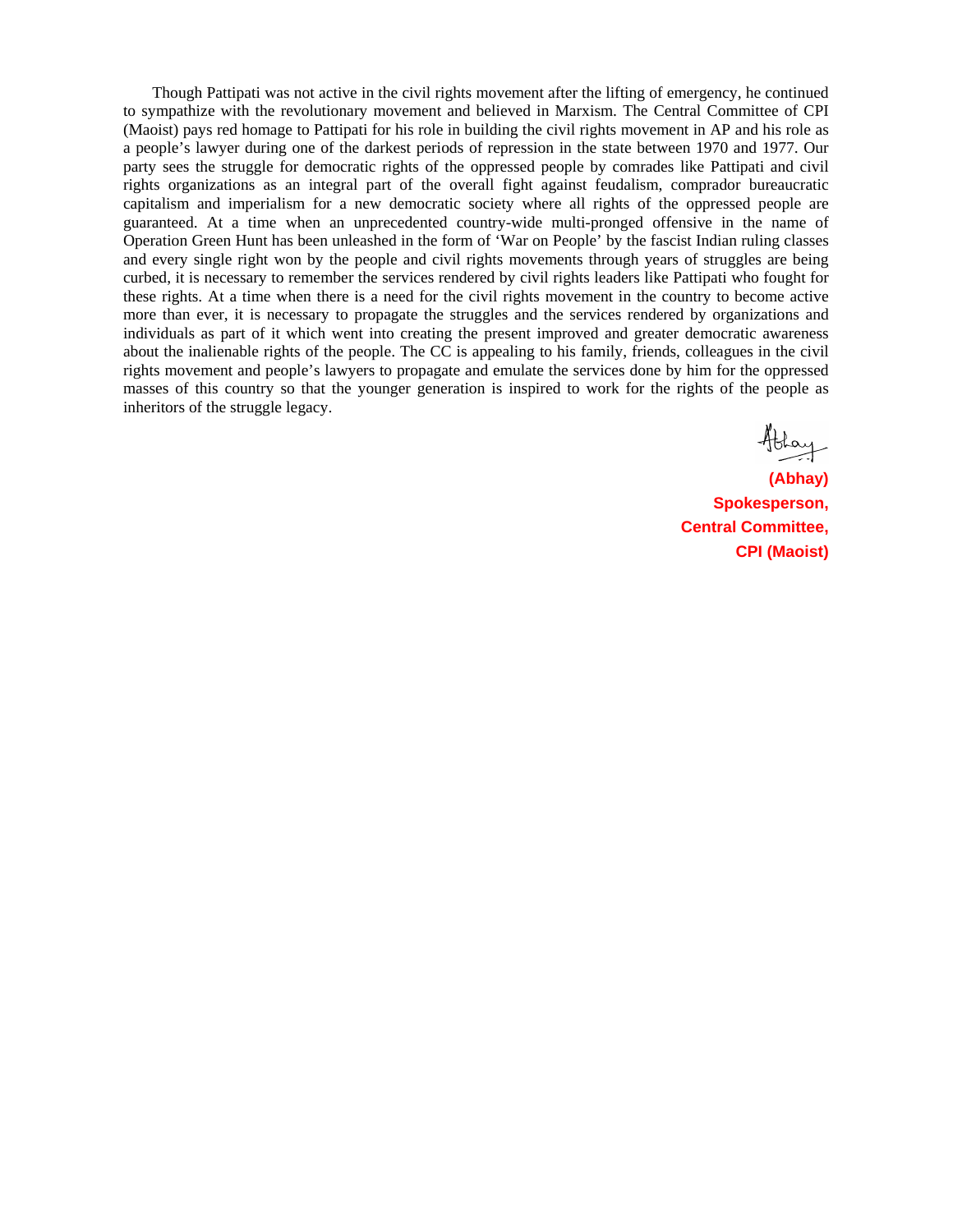Though Pattipati was not active in the civil rights movement after the lifting of emergency, he continued to sympathize with the revolutionary movement and believed in Marxism. The Central Committee of CPI (Maoist) pays red homage to Pattipati for his role in building the civil rights movement in AP and his role as a people's lawyer during one of the darkest periods of repression in the state between 1970 and 1977. Our party sees the struggle for democratic rights of the oppressed people by comrades like Pattipati and civil rights organizations as an integral part of the overall fight against feudalism, comprador bureaucratic capitalism and imperialism for a new democratic society where all rights of the oppressed people are guaranteed. At a time when an unprecedented country-wide multi-pronged offensive in the name of Operation Green Hunt has been unleashed in the form of 'War on People' by the fascist Indian ruling classes and every single right won by the people and civil rights movements through years of struggles are being curbed, it is necessary to remember the services rendered by civil rights leaders like Pattipati who fought for these rights. At a time when there is a need for the civil rights movement in the country to become active more than ever, it is necessary to propagate the struggles and the services rendered by organizations and individuals as part of it which went into creating the present improved and greater democratic awareness about the inalienable rights of the people. The CC is appealing to his family, friends, colleagues in the civil rights movement and people's lawyers to propagate and emulate the services done by him for the oppressed masses of this country so that the younger generation is inspired to work for the rights of the people as inheritors of the struggle legacy.

Abhay

**(Abhay)**
**Spokesperson,**
**Central Committee,**
**CPI (Maoist)**